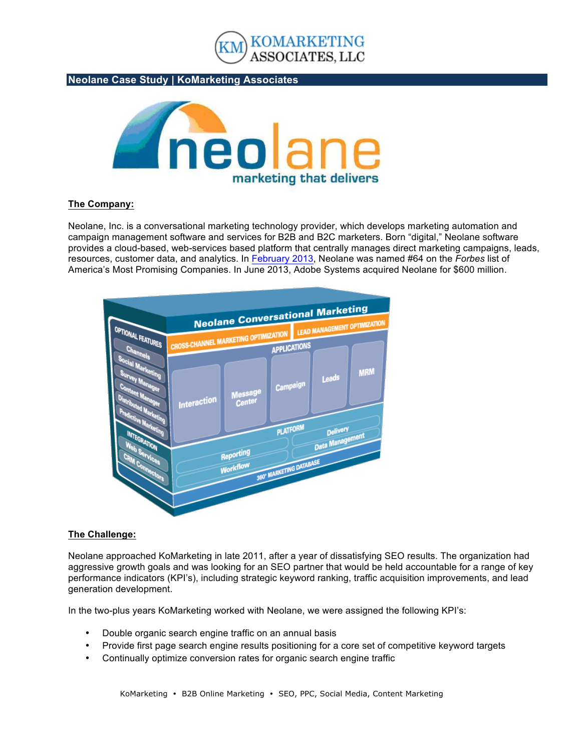## Neolane Case Study | KoMarketing Associates

### The Company:

Neolane, Inc. is a conversational marketing technology provider, which develops marketing automation and campaign management software and services for B2B and B2C marketers. Born "digital," Neolane software provides a cloud-based, web-services based platform that centrally manages direct marketing campaigns, leads, resources, customer data, and analytics. In February 2013, Neolane was named #64 on the *Forbes* list of America's Most Promising Companies. In June 2013, Adobe Systems acquired Neolane for $600 million.

### The Challenge:

Neolane approached KoMarketing in late 2011, after a year of dissatisfying SEO results. The organization had aggressive growth goals and was looking for an SEO partner that would be held accountable for a range of key performance indicators (KPI's), including strategic keyword ranking, traffic acquisition improvements, and lead generation development.

In the two-plus years KoMarketing worked with Neolane, we were assigned the following KPI's:

- Double organic search engine traffic on an annual basis
- Provide first page search engine results positioning for a core set of competitive keyword targets
- Continually optimize conversion rates for organic search engine traffic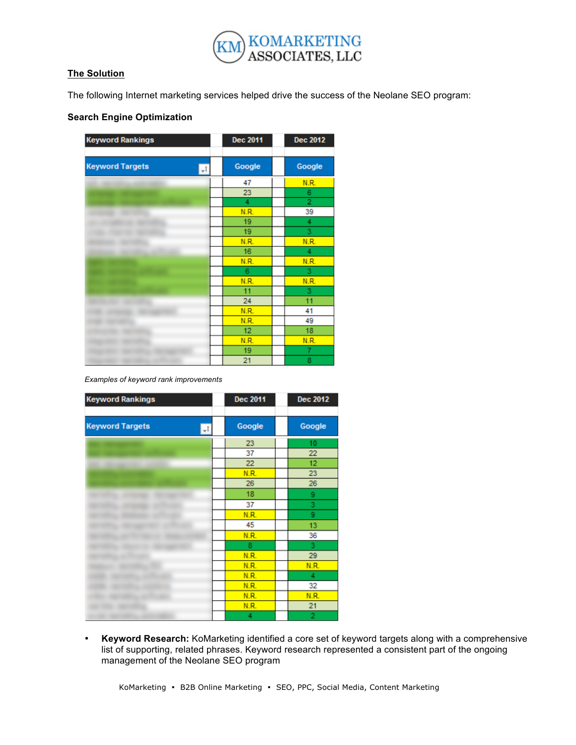## The Solution

The following Internet marketing services helped drive the success of the Neolane SEO program:

### Search Engine Optimization

| Keyword Rankings | Dec 2011 | Dec 2012 |
|---|---|---|
| Keyword Targets | Google | Google |
| | 47 | N.R. |
| | 23 | 6 |
| | 4 | 2 |
| | N.R. | 39 |
| | 19 | 4 |
| | 19 | 3 |
| | N.R. | N.R. |
| | 16 | 4 |
| | N.R. | N.R. |
| | 6 | 3 |
| | N.R. | N.R. |
| | 11 | 3 |
| | 24 | 11 |
| | N.R. | 41 |
| | N.R. | 49 |
| | 12 | 18 |
| | N.R. | N.R. |
| | 19 | 7 |
| | 21 | 8 |

*Examples of keyword rank improvements*

| Keyword Rankings | Dec 2011 | Dec 2012 |
|---|---|---|
| Keyword Targets | Google | Google |
| | 23 | 10 |
| | 37 | 22 |
| | 22 | 12 |
| | N.R. | 23 |
| | 26 | 26 |
| | 18 | 9 |
| | 37 | 3 |
| | N.R. | 9 |
| | 45 | 13 |
| | N.R. | 36 |
| | 8 | 3 |
| | N.R. | 29 |
| | N.R. | N.R. |
| | N.R. | 4 |
| | N.R. | 32 |
| | N.R. | N.R. |
| | N.R. | 21 |
| | 4 | 2 |

- **Keyword Research:** KoMarketing identified a core set of keyword targets along with a comprehensive list of supporting, related phrases. Keyword research represented a consistent part of the ongoing management of the Neolane SEO program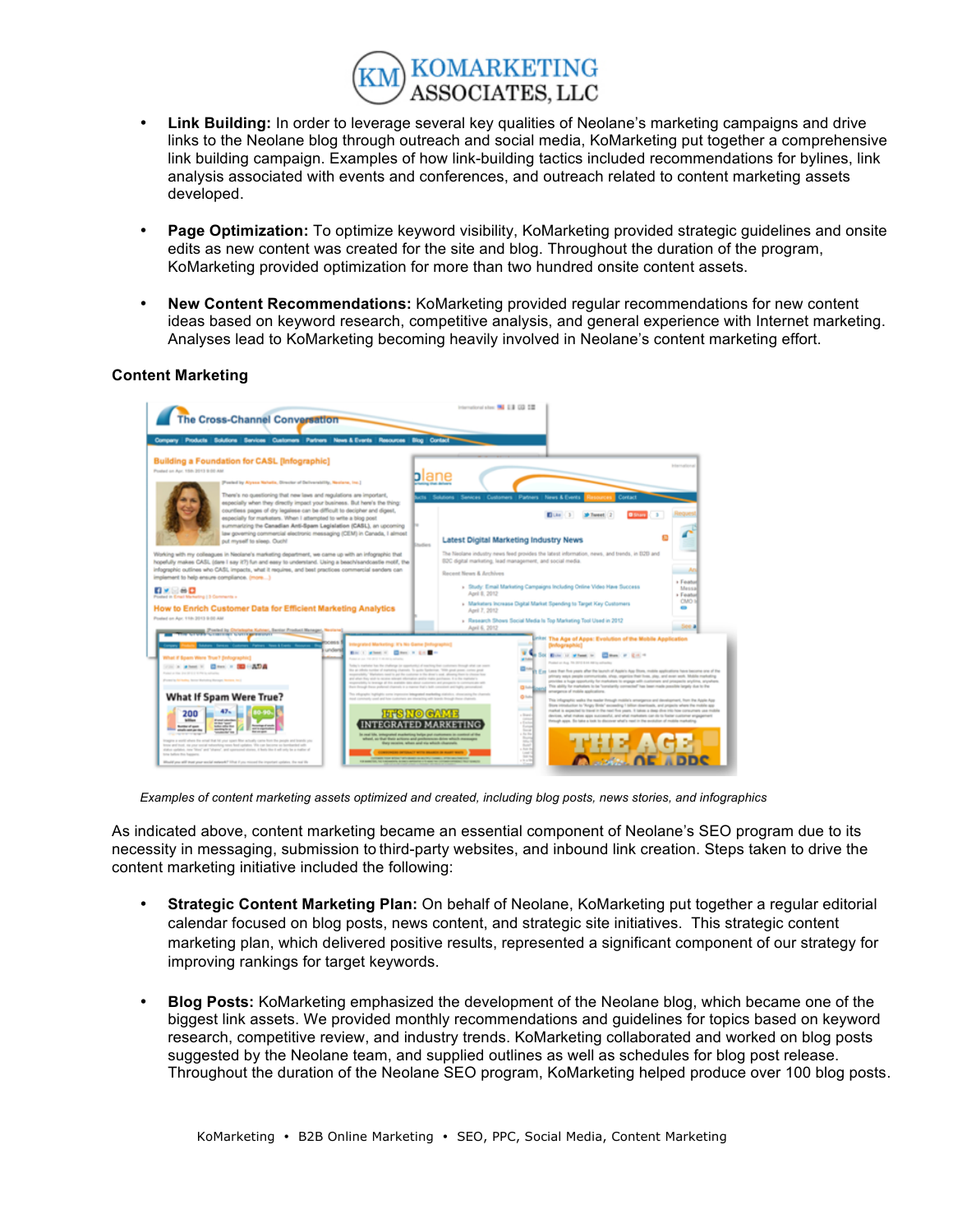- **Link Building:** In order to leverage several key qualities of Neolane's marketing campaigns and drive links to the Neolane blog through outreach and social media, KoMarketing put together a comprehensive link building campaign. Examples of how link-building tactics included recommendations for bylines, link analysis associated with events and conferences, and outreach related to content marketing assets developed.

- **Page Optimization:** To optimize keyword visibility, KoMarketing provided strategic guidelines and onsite edits as new content was created for the site and blog. Throughout the duration of the program, KoMarketing provided optimization for more than two hundred onsite content assets.

- **New Content Recommendations:** KoMarketing provided regular recommendations for new content ideas based on keyword research, competitive analysis, and general experience with Internet marketing. Analyses lead to KoMarketing becoming heavily involved in Neolane's content marketing effort.

**Content Marketing**

*Examples of content marketing assets optimized and created, including blog posts, news stories, and infographics*

As indicated above, content marketing became an essential component of Neolane's SEO program due to its necessity in messaging, submission to third-party websites, and inbound link creation. Steps taken to drive the content marketing initiative included the following:

- **Strategic Content Marketing Plan:** On behalf of Neolane, KoMarketing put together a regular editorial calendar focused on blog posts, news content, and strategic site initiatives. This strategic content marketing plan, which delivered positive results, represented a significant component of our strategy for improving rankings for target keywords.

- **Blog Posts:** KoMarketing emphasized the development of the Neolane blog, which became one of the biggest link assets. We provided monthly recommendations and guidelines for topics based on keyword research, competitive review, and industry trends. KoMarketing collaborated and worked on blog posts suggested by the Neolane team, and supplied outlines as well as schedules for blog post release. Throughout the duration of the Neolane SEO program, KoMarketing helped produce over 100 blog posts.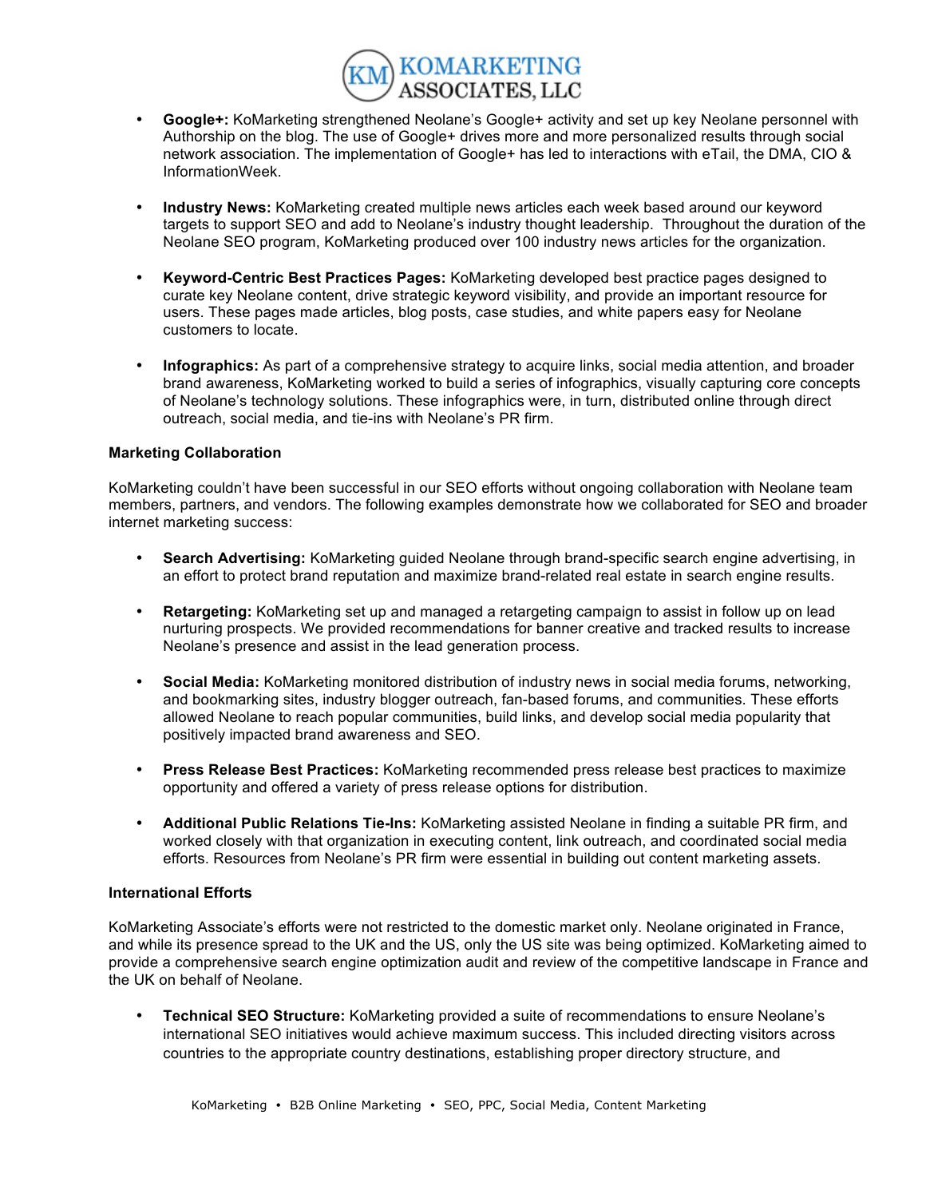- **Google+:** KoMarketing strengthened Neolane's Google+ activity and set up key Neolane personnel with Authorship on the blog. The use of Google+ drives more and more personalized results through social network association. The implementation of Google+ has led to interactions with eTail, the DMA, CIO & InformationWeek.

- **Industry News:** KoMarketing created multiple news articles each week based around our keyword targets to support SEO and add to Neolane's industry thought leadership. Throughout the duration of the Neolane SEO program, KoMarketing produced over 100 industry news articles for the organization.

- **Keyword-Centric Best Practices Pages:** KoMarketing developed best practice pages designed to curate key Neolane content, drive strategic keyword visibility, and provide an important resource for users. These pages made articles, blog posts, case studies, and white papers easy for Neolane customers to locate.

- **Infographics:** As part of a comprehensive strategy to acquire links, social media attention, and broader brand awareness, KoMarketing worked to build a series of infographics, visually capturing core concepts of Neolane's technology solutions. These infographics were, in turn, distributed online through direct outreach, social media, and tie-ins with Neolane's PR firm.

**Marketing Collaboration**

KoMarketing couldn't have been successful in our SEO efforts without ongoing collaboration with Neolane team members, partners, and vendors. The following examples demonstrate how we collaborated for SEO and broader internet marketing success:

- **Search Advertising:** KoMarketing guided Neolane through brand-specific search engine advertising, in an effort to protect brand reputation and maximize brand-related real estate in search engine results.

- **Retargeting:** KoMarketing set up and managed a retargeting campaign to assist in follow up on lead nurturing prospects. We provided recommendations for banner creative and tracked results to increase Neolane's presence and assist in the lead generation process.

- **Social Media:** KoMarketing monitored distribution of industry news in social media forums, networking, and bookmarking sites, industry blogger outreach, fan-based forums, and communities. These efforts allowed Neolane to reach popular communities, build links, and develop social media popularity that positively impacted brand awareness and SEO.

- **Press Release Best Practices:** KoMarketing recommended press release best practices to maximize opportunity and offered a variety of press release options for distribution.

- **Additional Public Relations Tie-Ins:** KoMarketing assisted Neolane in finding a suitable PR firm, and worked closely with that organization in executing content, link outreach, and coordinated social media efforts. Resources from Neolane's PR firm were essential in building out content marketing assets.

**International Efforts**

KoMarketing Associate's efforts were not restricted to the domestic market only. Neolane originated in France, and while its presence spread to the UK and the US, only the US site was being optimized. KoMarketing aimed to provide a comprehensive search engine optimization audit and review of the competitive landscape in France and the UK on behalf of Neolane.

- **Technical SEO Structure:** KoMarketing provided a suite of recommendations to ensure Neolane's international SEO initiatives would achieve maximum success. This included directing visitors across countries to the appropriate country destinations, establishing proper directory structure, and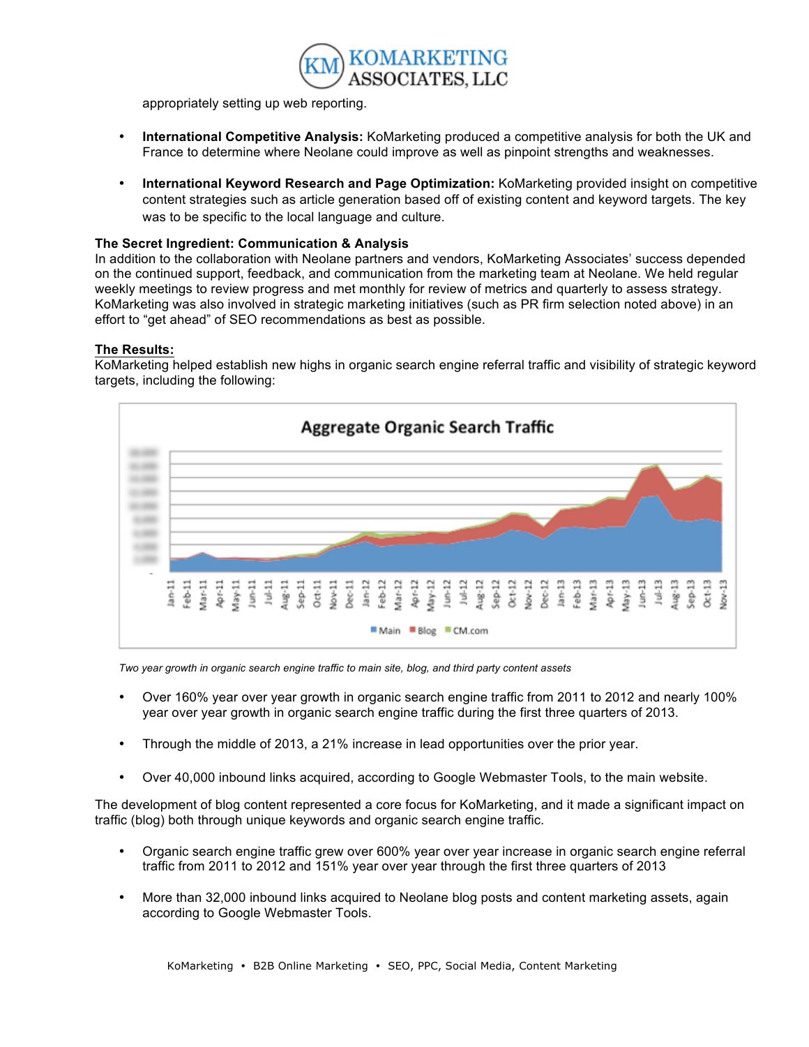appropriately setting up web reporting.

- **International Competitive Analysis:** KoMarketing produced a competitive analysis for both the UK and France to determine where Neolane could improve as well as pinpoint strengths and weaknesses.

- **International Keyword Research and Page Optimization:** KoMarketing provided insight on competitive content strategies such as article generation based off of existing content and keyword targets. The key was to be specific to the local language and culture.

**The Secret Ingredient: Communication & Analysis**
In addition to the collaboration with Neolane partners and vendors, KoMarketing Associates' success depended on the continued support, feedback, and communication from the marketing team at Neolane. We held regular weekly meetings to review progress and met monthly for review of metrics and quarterly to assess strategy. KoMarketing was also involved in strategic marketing initiatives (such as PR firm selection noted above) in an effort to "get ahead" of SEO recommendations as best as possible.

**The Results:**
KoMarketing helped establish new highs in organic search engine referral traffic and visibility of strategic keyword targets, including the following:

*Two year growth in organic search engine traffic to main site, blog, and third party content assets*

- Over 160% year over year growth in organic search engine traffic from 2011 to 2012 and nearly 100% year over year growth in organic search engine traffic during the first three quarters of 2013.

- Through the middle of 2013, a 21% increase in lead opportunities over the prior year.

- Over 40,000 inbound links acquired, according to Google Webmaster Tools, to the main website.

The development of blog content represented a core focus for KoMarketing, and it made a significant impact on traffic (blog) both through unique keywords and organic search engine traffic.

- Organic search engine traffic grew over 600% year over year increase in organic search engine referral traffic from 2011 to 2012 and 151% year over year through the first three quarters of 2013

- More than 32,000 inbound links acquired to Neolane blog posts and content marketing assets, again according to Google Webmaster Tools.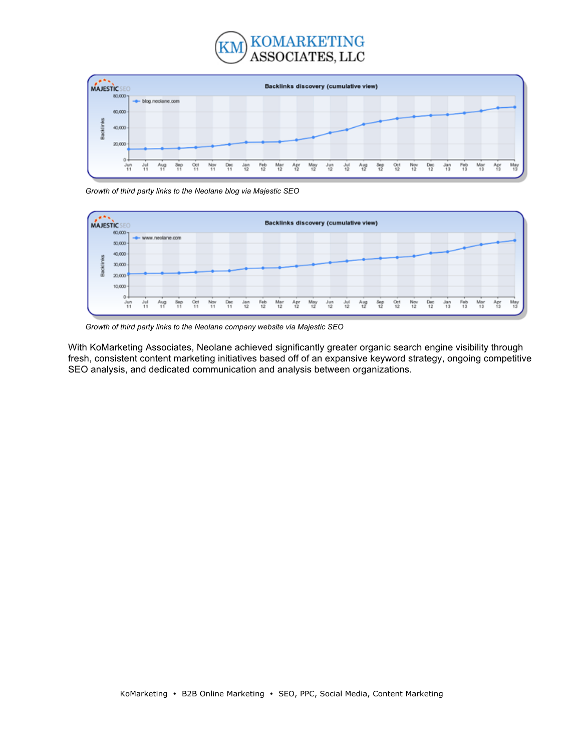KOMARKETING ASSOCIATES, LLC

Backlinks discovery (cumulative view)

MAJESTIC SEO

blog.neolane.com

Backlinks

80,000
60,000
40,000
20,000
0

Jun 11, Jul 11, Aug 11, Sep 11, Oct 11, Nov 11, Dec 11, Jan 12, Feb 12, Mar 12, Apr 12, May 12, Jun 12, Jul 12, Aug 12, Sep 12, Oct 12, Nov 12, Dec 12, Jan 13, Feb 13, Mar 13, Apr 13, May 13

*Growth of third party links to the Neolane blog via Majestic SEO*

Backlinks discovery (cumulative view)

MAJESTIC SEO

www.neolane.com

Backlinks

60,000
50,000
40,000
30,000
20,000
10,000
0

Jun 11, Jul 11, Aug 11, Sep 11, Oct 11, Nov 11, Dec 11, Jan 12, Feb 12, Mar 12, Apr 12, May 12, Jun 12, Jul 12, Aug 12, Sep 12, Oct 12, Nov 12, Dec 12, Jan 13, Feb 13, Mar 13, Apr 13, May 13

*Growth of third party links to the Neolane company website via Majestic SEO*

With KoMarketing Associates, Neolane achieved significantly greater organic search engine visibility through fresh, consistent content marketing initiatives based off of an expansive keyword strategy, ongoing competitive SEO analysis, and dedicated communication and analysis between organizations.